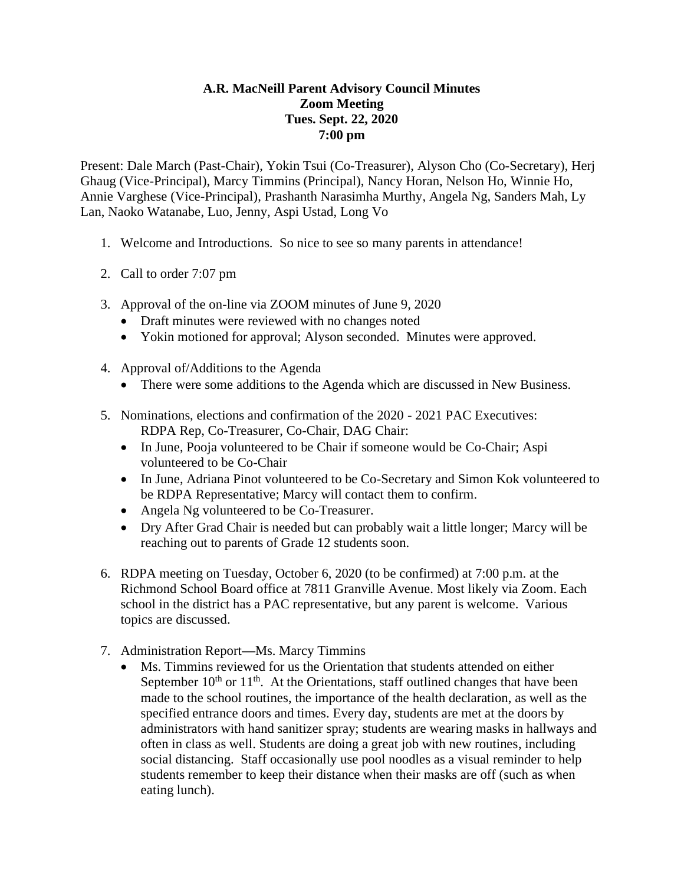**A.R. MacNeill Parent Advisory Council Minutes**
**Zoom Meeting**
**Tues. Sept. 22, 2020**
**7:00 pm**

Present: Dale March (Past-Chair), Yokin Tsui (Co-Treasurer), Alyson Cho (Co-Secretary), Herj Ghaug (Vice-Principal), Marcy Timmins (Principal), Nancy Horan, Nelson Ho, Winnie Ho, Annie Varghese (Vice-Principal), Prashanth Narasimha Murthy, Angela Ng, Sanders Mah, Ly Lan, Naoko Watanabe, Luo, Jenny, Aspi Ustad, Long Vo

1. Welcome and Introductions. So nice to see so many parents in attendance!

2. Call to order 7:07 pm

3. Approval of the on-line via ZOOM minutes of June 9, 2020
   - Draft minutes were reviewed with no changes noted
   - Yokin motioned for approval; Alyson seconded. Minutes were approved.

4. Approval of/Additions to the Agenda
   - There were some additions to the Agenda which are discussed in New Business.

5. Nominations, elections and confirmation of the 2020 - 2021 PAC Executives: RDPA Rep, Co-Treasurer, Co-Chair, DAG Chair:
   - In June, Pooja volunteered to be Chair if someone would be Co-Chair; Aspi volunteered to be Co-Chair
   - In June, Adriana Pinot volunteered to be Co-Secretary and Simon Kok volunteered to be RDPA Representative; Marcy will contact them to confirm.
   - Angela Ng volunteered to be Co-Treasurer.
   - Dry After Grad Chair is needed but can probably wait a little longer; Marcy will be reaching out to parents of Grade 12 students soon.

6. RDPA meeting on Tuesday, October 6, 2020 (to be confirmed) at 7:00 p.m. at the Richmond School Board office at 7811 Granville Avenue. Most likely via Zoom. Each school in the district has a PAC representative, but any parent is welcome. Various topics are discussed.

7. Administration Report—Ms. Marcy Timmins
   - Ms. Timmins reviewed for us the Orientation that students attended on either September 10th or 11th. At the Orientations, staff outlined changes that have been made to the school routines, the importance of the health declaration, as well as the specified entrance doors and times. Every day, students are met at the doors by administrators with hand sanitizer spray; students are wearing masks in hallways and often in class as well. Students are doing a great job with new routines, including social distancing. Staff occasionally use pool noodles as a visual reminder to help students remember to keep their distance when their masks are off (such as when eating lunch).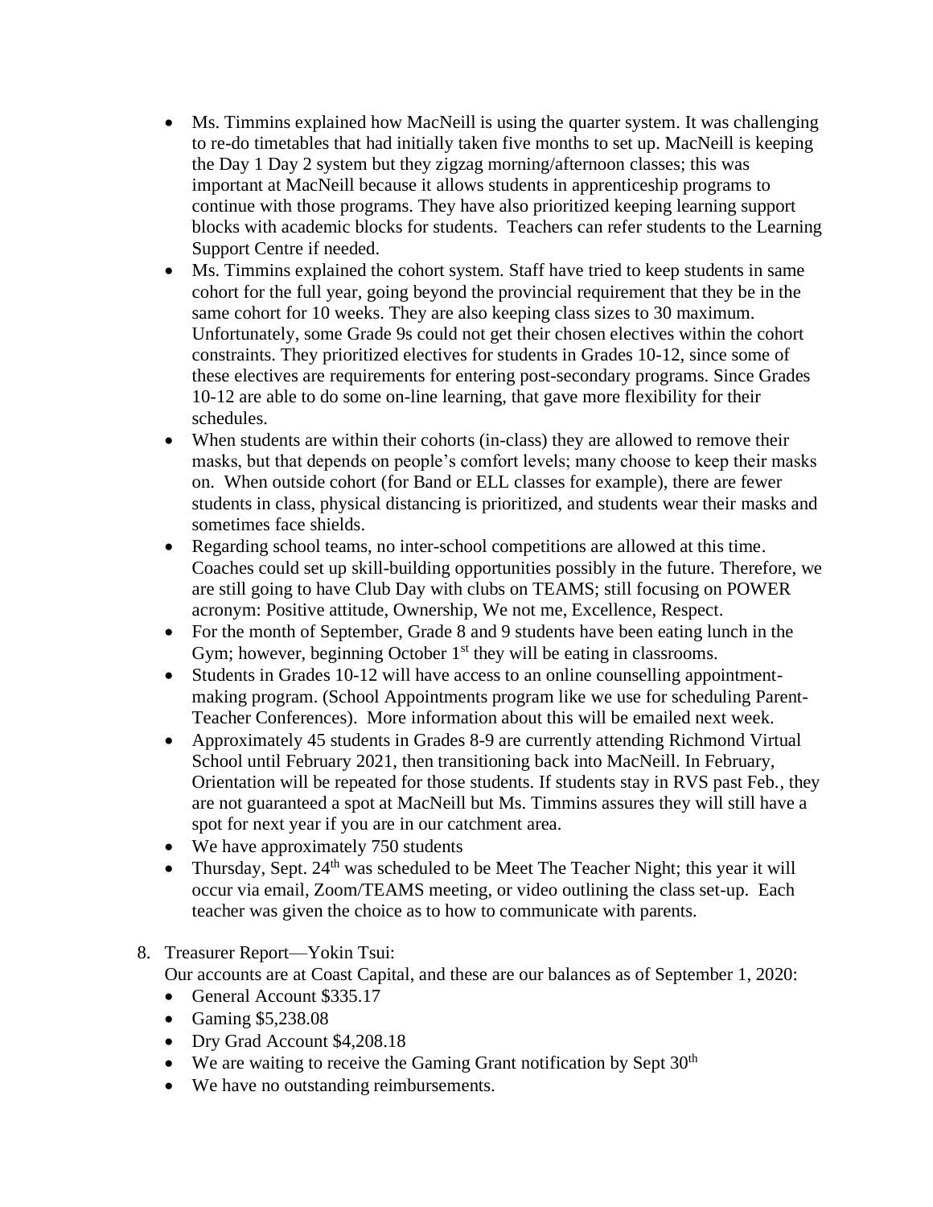- Ms. Timmins explained how MacNeill is using the quarter system. It was challenging to re-do timetables that had initially taken five months to set up. MacNeill is keeping the Day 1 Day 2 system but they zigzag morning/afternoon classes; this was important at MacNeill because it allows students in apprenticeship programs to continue with those programs. They have also prioritized keeping learning support blocks with academic blocks for students. Teachers can refer students to the Learning Support Centre if needed.
- Ms. Timmins explained the cohort system. Staff have tried to keep students in same cohort for the full year, going beyond the provincial requirement that they be in the same cohort for 10 weeks. They are also keeping class sizes to 30 maximum. Unfortunately, some Grade 9s could not get their chosen electives within the cohort constraints. They prioritized electives for students in Grades 10-12, since some of these electives are requirements for entering post-secondary programs. Since Grades 10-12 are able to do some on-line learning, that gave more flexibility for their schedules.
- When students are within their cohorts (in-class) they are allowed to remove their masks, but that depends on people's comfort levels; many choose to keep their masks on. When outside cohort (for Band or ELL classes for example), there are fewer students in class, physical distancing is prioritized, and students wear their masks and sometimes face shields.
- Regarding school teams, no inter-school competitions are allowed at this time. Coaches could set up skill-building opportunities possibly in the future. Therefore, we are still going to have Club Day with clubs on TEAMS; still focusing on POWER acronym: Positive attitude, Ownership, We not me, Excellence, Respect.
- For the month of September, Grade 8 and 9 students have been eating lunch in the Gym; however, beginning October 1st they will be eating in classrooms.
- Students in Grades 10-12 will have access to an online counselling appointment-making program. (School Appointments program like we use for scheduling Parent-Teacher Conferences). More information about this will be emailed next week.
- Approximately 45 students in Grades 8-9 are currently attending Richmond Virtual School until February 2021, then transitioning back into MacNeill. In February, Orientation will be repeated for those students. If students stay in RVS past Feb., they are not guaranteed a spot at MacNeill but Ms. Timmins assures they will still have a spot for next year if you are in our catchment area.
- We have approximately 750 students
- Thursday, Sept. 24th was scheduled to be Meet The Teacher Night; this year it will occur via email, Zoom/TEAMS meeting, or video outlining the class set-up. Each teacher was given the choice as to how to communicate with parents.

8. Treasurer Report—Yokin Tsui:
   Our accounts are at Coast Capital, and these are our balances as of September 1, 2020:
   - General Account $335.17
   - Gaming $5,238.08
   - Dry Grad Account $4,208.18
   - We are waiting to receive the Gaming Grant notification by Sept 30th
   - We have no outstanding reimbursements.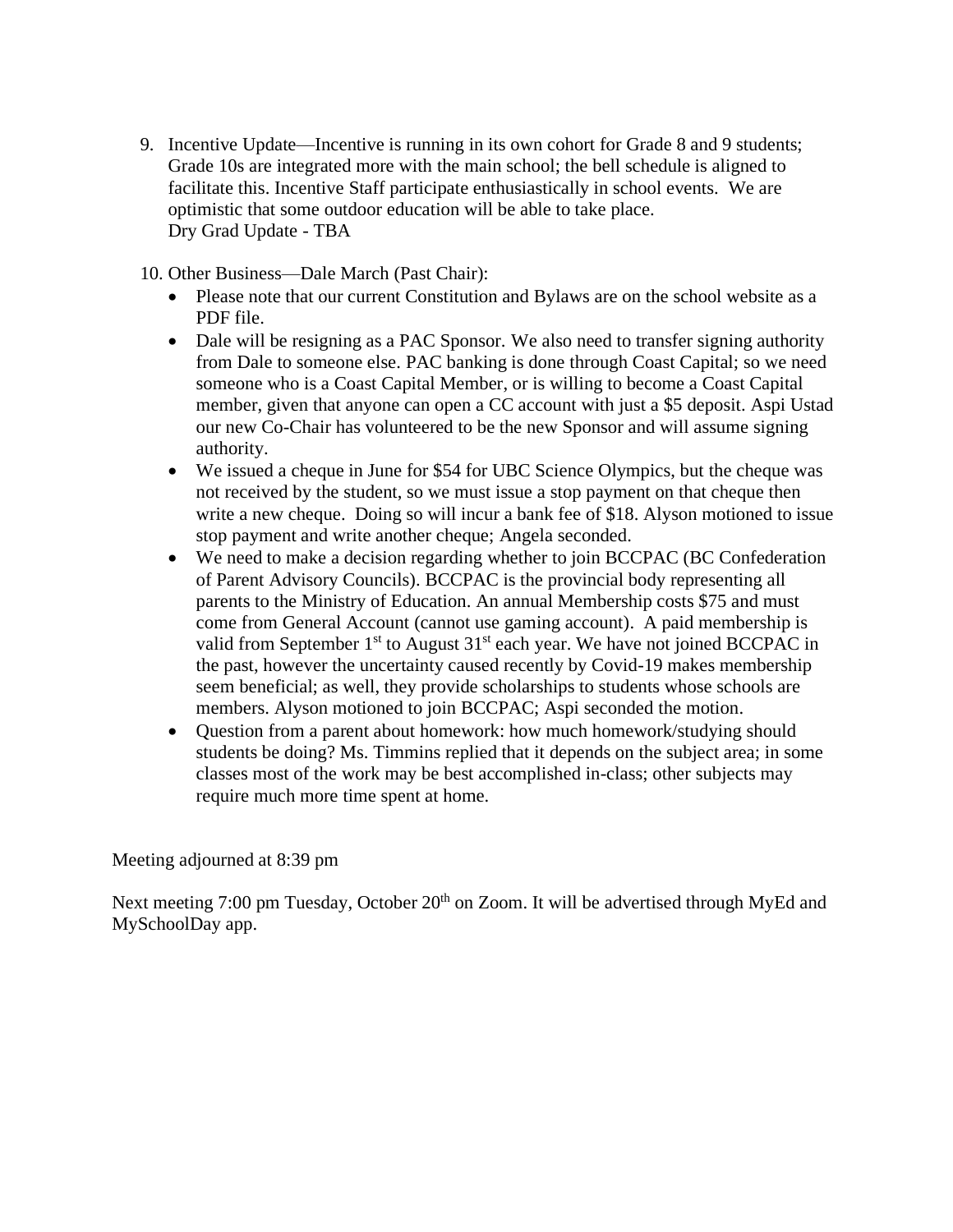9. Incentive Update—Incentive is running in its own cohort for Grade 8 and 9 students; Grade 10s are integrated more with the main school; the bell schedule is aligned to facilitate this. Incentive Staff participate enthusiastically in school events. We are optimistic that some outdoor education will be able to take place.
   Dry Grad Update - TBA

10. Other Business—Dale March (Past Chair):
    - Please note that our current Constitution and Bylaws are on the school website as a PDF file.
    - Dale will be resigning as a PAC Sponsor. We also need to transfer signing authority from Dale to someone else. PAC banking is done through Coast Capital; so we need someone who is a Coast Capital Member, or is willing to become a Coast Capital member, given that anyone can open a CC account with just a $5 deposit. Aspi Ustad our new Co-Chair has volunteered to be the new Sponsor and will assume signing authority.
    - We issued a cheque in June for $54 for UBC Science Olympics, but the cheque was not received by the student, so we must issue a stop payment on that cheque then write a new cheque. Doing so will incur a bank fee of $18. Alyson motioned to issue stop payment and write another cheque; Angela seconded.
    - We need to make a decision regarding whether to join BCCPAC (BC Confederation of Parent Advisory Councils). BCCPAC is the provincial body representing all parents to the Ministry of Education. An annual Membership costs $75 and must come from General Account (cannot use gaming account). A paid membership is valid from September 1st to August 31st each year. We have not joined BCCPAC in the past, however the uncertainty caused recently by Covid-19 makes membership seem beneficial; as well, they provide scholarships to students whose schools are members. Alyson motioned to join BCCPAC; Aspi seconded the motion.
    - Question from a parent about homework: how much homework/studying should students be doing? Ms. Timmins replied that it depends on the subject area; in some classes most of the work may be best accomplished in-class; other subjects may require much more time spent at home.

Meeting adjourned at 8:39 pm

Next meeting 7:00 pm Tuesday, October 20th on Zoom. It will be advertised through MyEd and MySchoolDay app.